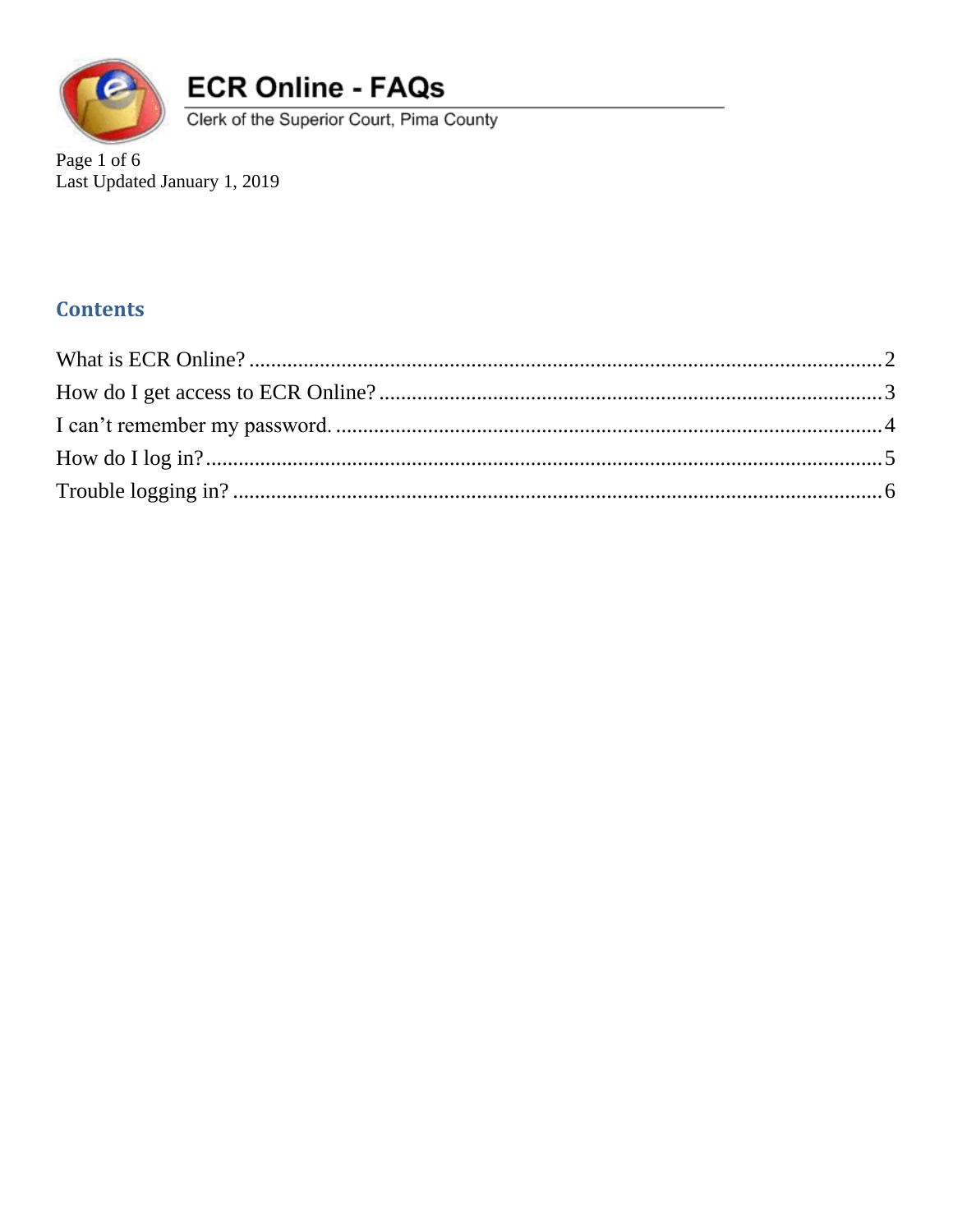# ECR Online - FAQs

Clerk of the Superior Court, Pima County

Last Updated January 1, 2019

## Contents

What is ECR Online? .......... 2
How do I get access to ECR Online? .......... 3
I can't remember my password. .......... 4
How do I log in? .......... 5
Trouble logging in? .......... 6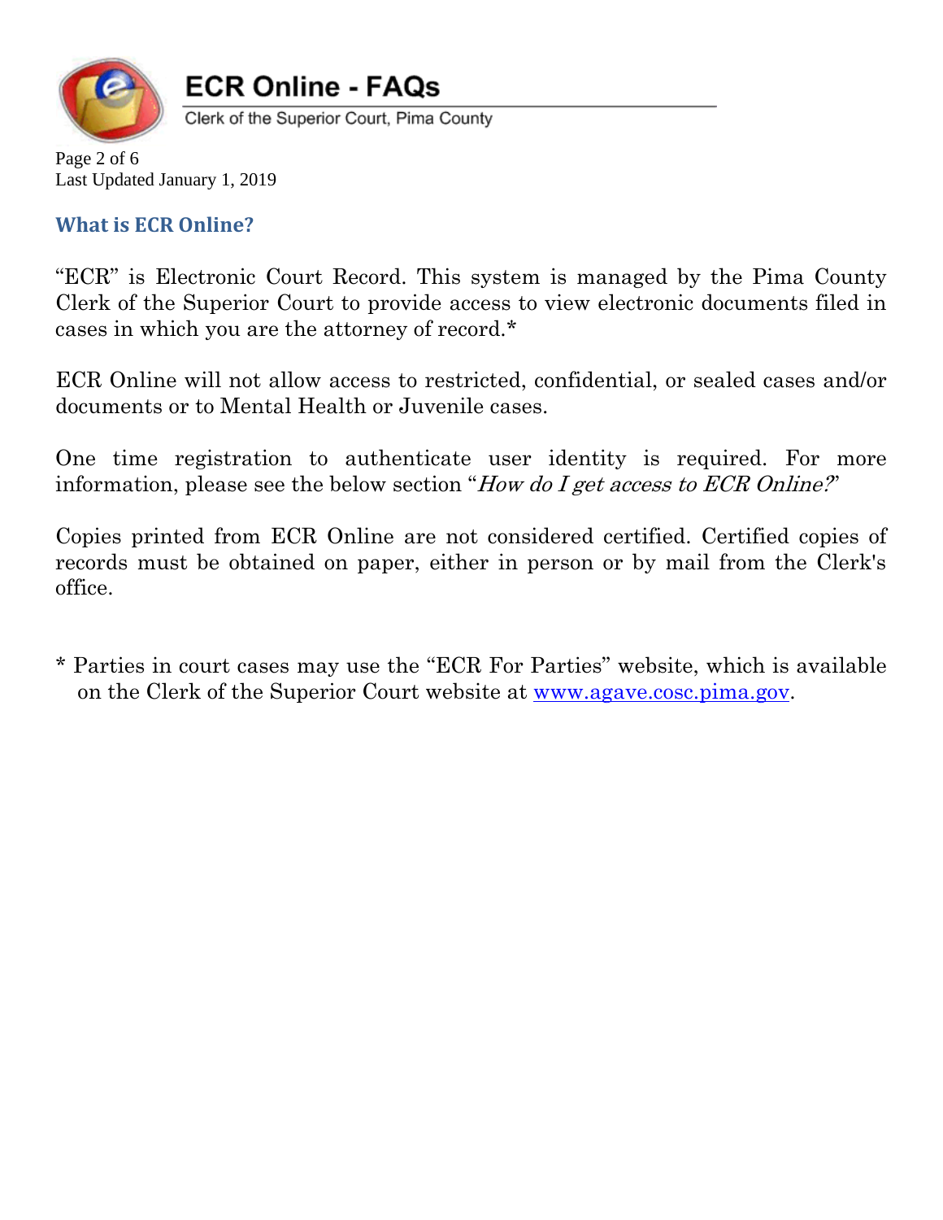## What is ECR Online?

"ECR" is Electronic Court Record. This system is managed by the Pima County Clerk of the Superior Court to provide access to view electronic documents filed in cases in which you are the attorney of record.*

ECR Online will not allow access to restricted, confidential, or sealed cases and/or documents or to Mental Health or Juvenile cases.

One time registration to authenticate user identity is required. For more information, please see the below section "*How do I get access to ECR Online?*"

Copies printed from ECR Online are not considered certified. Certified copies of records must be obtained on paper, either in person or by mail from the Clerk's office.

\* Parties in court cases may use the "ECR For Parties" website, which is available on the Clerk of the Superior Court website at [www.agave.cosc.pima.gov](http://www.agave.cosc.pima.gov).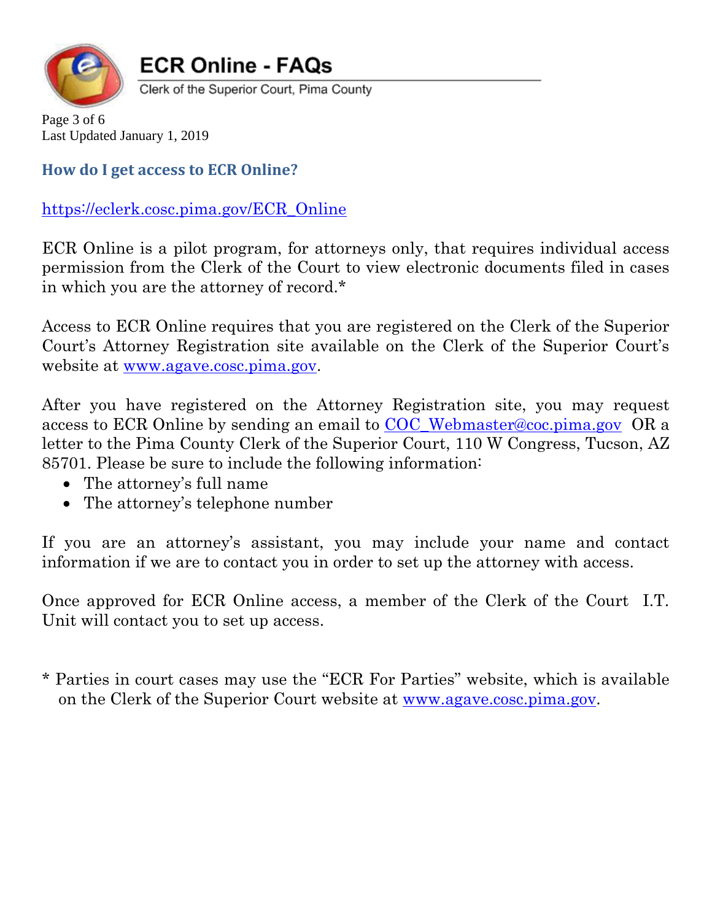## How do I get access to ECR Online?

https://eclerk.cosc.pima.gov/ECR_Online

ECR Online is a pilot program, for attorneys only, that requires individual access permission from the Clerk of the Court to view electronic documents filed in cases in which you are the attorney of record.*

Access to ECR Online requires that you are registered on the Clerk of the Superior Court's Attorney Registration site available on the Clerk of the Superior Court's website at www.agave.cosc.pima.gov.

After you have registered on the Attorney Registration site, you may request access to ECR Online by sending an email to COC_Webmaster@coc.pima.gov OR a letter to the Pima County Clerk of the Superior Court, 110 W Congress, Tucson, AZ 85701. Please be sure to include the following information:

- The attorney's full name
- The attorney's telephone number

If you are an attorney's assistant, you may include your name and contact information if we are to contact you in order to set up the attorney with access.

Once approved for ECR Online access, a member of the Clerk of the Court I.T. Unit will contact you to set up access.

* Parties in court cases may use the "ECR For Parties" website, which is available on the Clerk of the Superior Court website at www.agave.cosc.pima.gov.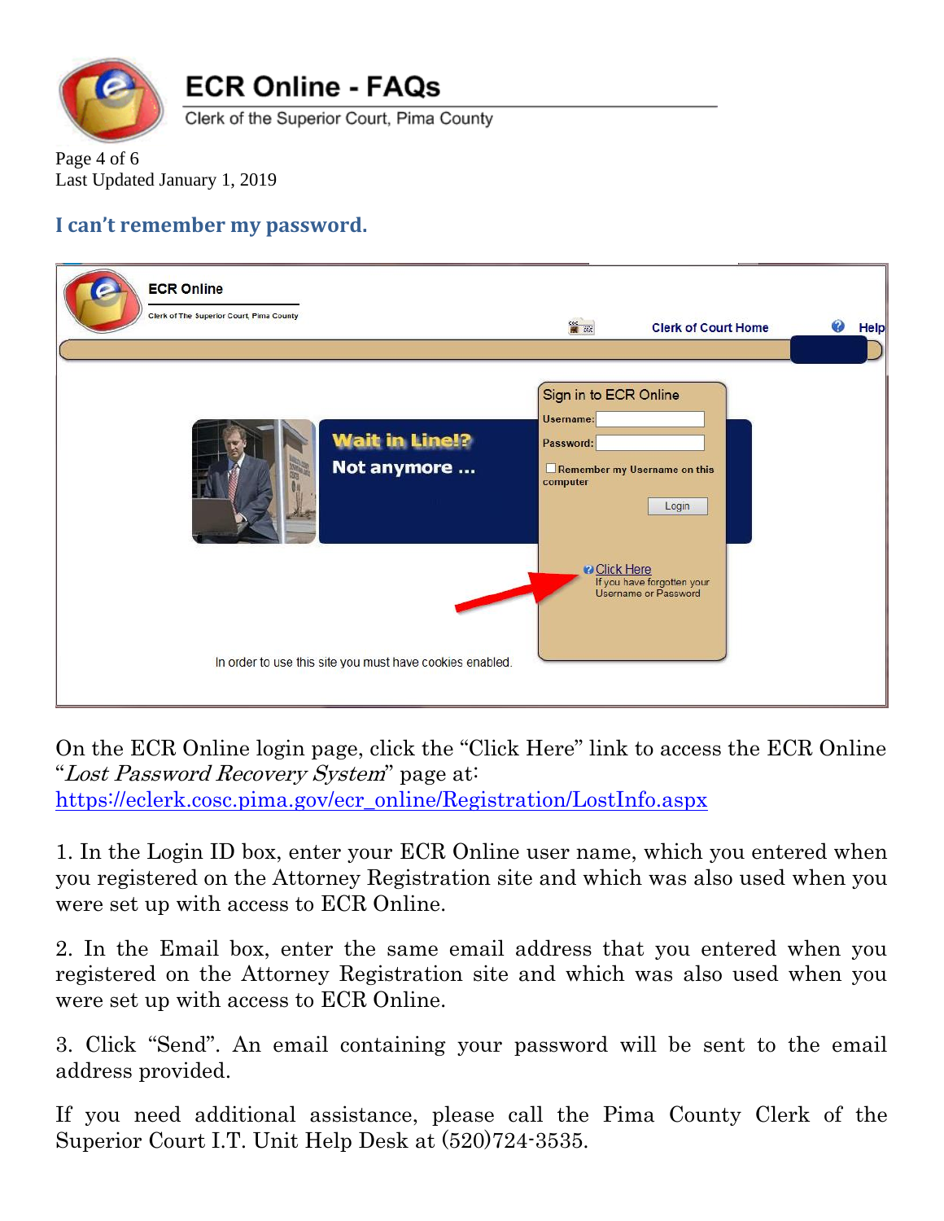## I can't remember my password.

On the ECR Online login page, click the "Click Here" link to access the ECR Online "*Lost Password Recovery System*" page at: https://eclerk.cosc.pima.gov/ecr_online/Registration/LostInfo.aspx

1. In the Login ID box, enter your ECR Online user name, which you entered when you registered on the Attorney Registration site and which was also used when you were set up with access to ECR Online.

2. In the Email box, enter the same email address that you entered when you registered on the Attorney Registration site and which was also used when you were set up with access to ECR Online.

3. Click "Send". An email containing your password will be sent to the email address provided.

If you need additional assistance, please call the Pima County Clerk of the Superior Court I.T. Unit Help Desk at (520)724-3535.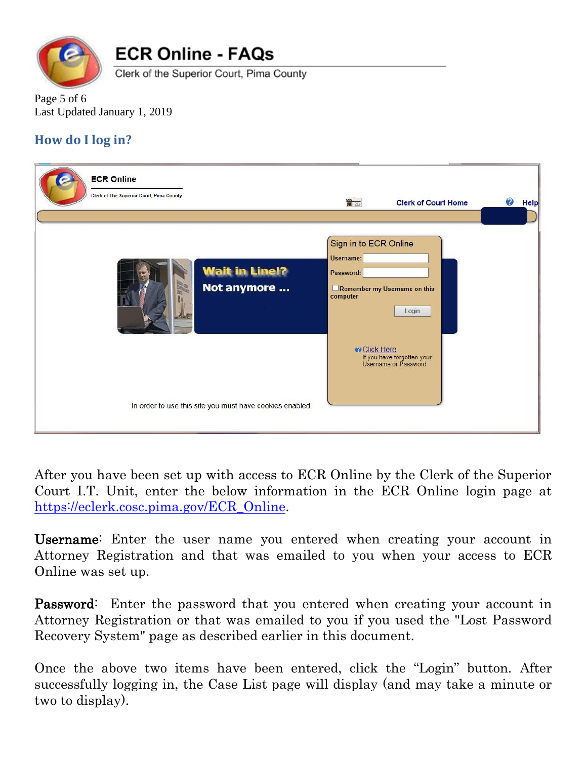## How do I log in?

After you have been set up with access to ECR Online by the Clerk of the Superior Court I.T. Unit, enter the below information in the ECR Online login page at https://eclerk.cosc.pima.gov/ECR_Online.

**Username**: Enter the user name you entered when creating your account in Attorney Registration and that was emailed to you when your access to ECR Online was set up.

**Password**: Enter the password that you entered when creating your account in Attorney Registration or that was emailed to you if you used the "Lost Password Recovery System" page as described earlier in this document.

Once the above two items have been entered, click the "Login" button. After successfully logging in, the Case List page will display (and may take a minute or two to display).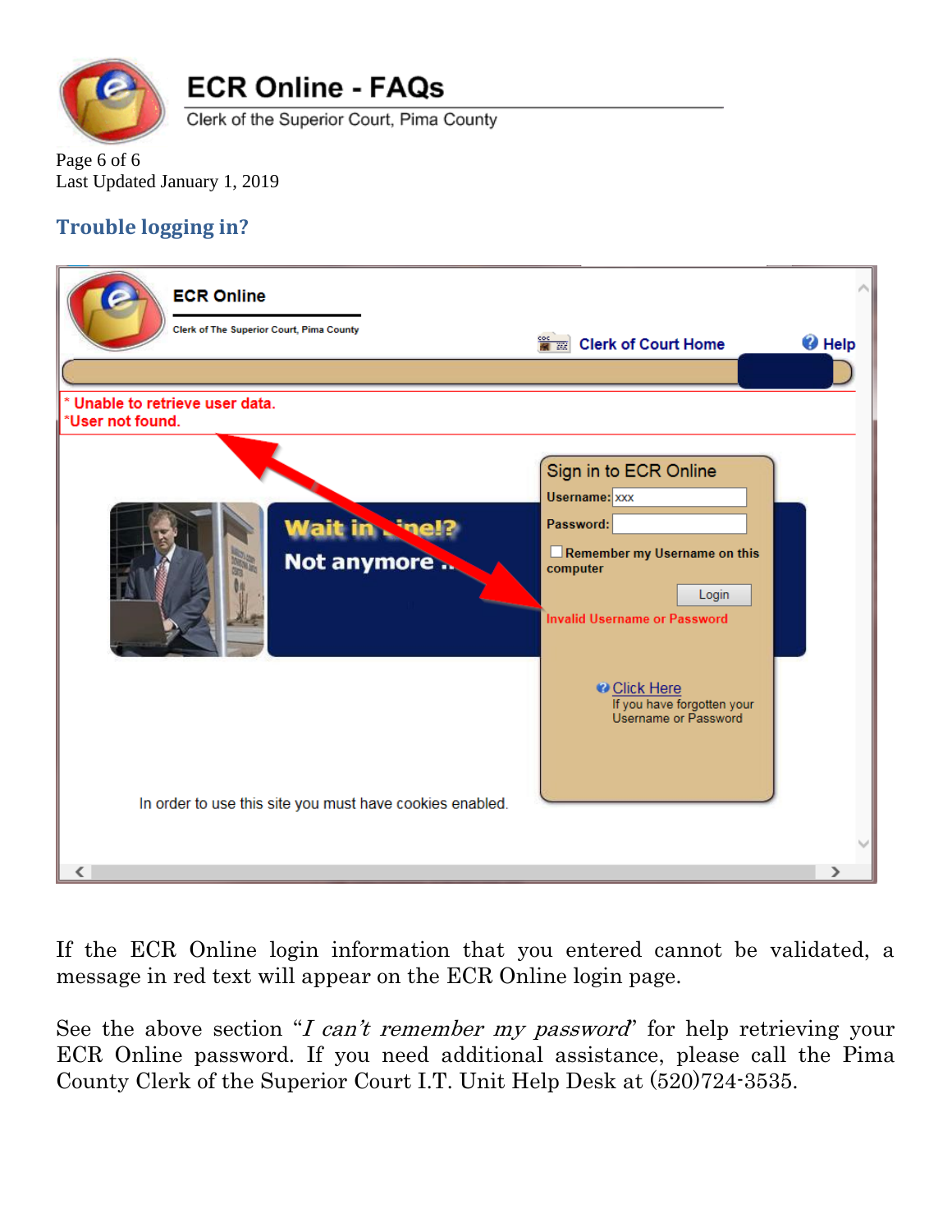## Trouble logging in?

If the ECR Online login information that you entered cannot be validated, a message in red text will appear on the ECR Online login page.

See the above section "*I can't remember my password*" for help retrieving your ECR Online password. If you need additional assistance, please call the Pima County Clerk of the Superior Court I.T. Unit Help Desk at (520)724-3535.